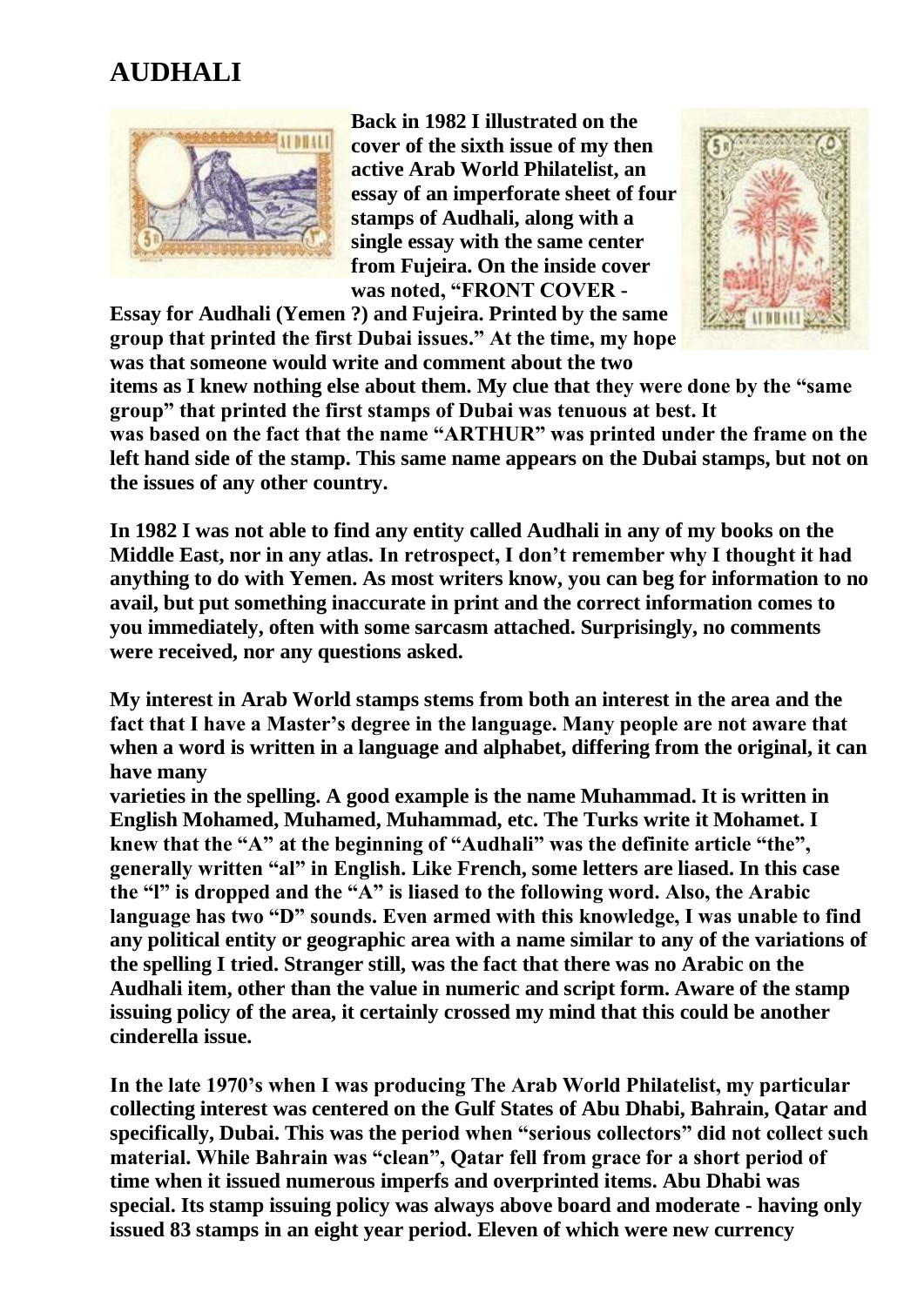# AUDHALI

**Back in 1982 I illustrated on the cover of the sixth issue of my then active Arab World Philatelist, an essay of an imperforate sheet of four stamps of Audhali, along with a single essay with the same center from Fujeira. On the inside cover was noted, "FRONT COVER - Essay for Audhali (Yemen ?) and Fujeira. Printed by the same group that printed the first Dubai issues." At the time, my hope was that someone would write and comment about the two items as I knew nothing else about them. My clue that they were done by the "same group" that printed the first stamps of Dubai was tenuous at best. It was based on the fact that the name "ARTHUR" was printed under the frame on the left hand side of the stamp. This same name appears on the Dubai stamps, but not on the issues of any other country.**

**In 1982 I was not able to find any entity called Audhali in any of my books on the Middle East, nor in any atlas. In retrospect, I don't remember why I thought it had anything to do with Yemen. As most writers know, you can beg for information to no avail, but put something inaccurate in print and the correct information comes to you immediately, often with some sarcasm attached. Surprisingly, no comments were received, nor any questions asked.**

**My interest in Arab World stamps stems from both an interest in the area and the fact that I have a Master's degree in the language. Many people are not aware that when a word is written in a language and alphabet, differing from the original, it can have many varieties in the spelling. A good example is the name Muhammad. It is written in English Mohamed, Muhamed, Muhammad, etc. The Turks write it Mohamet. I knew that the "A" at the beginning of "Audhali" was the definite article "the", generally written "al" in English. Like French, some letters are liased. In this case the "l" is dropped and the "A" is liased to the following word. Also, the Arabic language has two "D" sounds. Even armed with this knowledge, I was unable to find any political entity or geographic area with a name similar to any of the variations of the spelling I tried. Stranger still, was the fact that there was no Arabic on the Audhali item, other than the value in numeric and script form. Aware of the stamp issuing policy of the area, it certainly crossed my mind that this could be another cinderella issue.**

**In the late 1970's when I was producing The Arab World Philatelist, my particular collecting interest was centered on the Gulf States of Abu Dhabi, Bahrain, Qatar and specifically, Dubai. This was the period when "serious collectors" did not collect such material. While Bahrain was "clean", Qatar fell from grace for a short period of time when it issued numerous imperfs and overprinted items. Abu Dhabi was special. Its stamp issuing policy was always above board and moderate - having only issued 83 stamps in an eight year period. Eleven of which were new currency**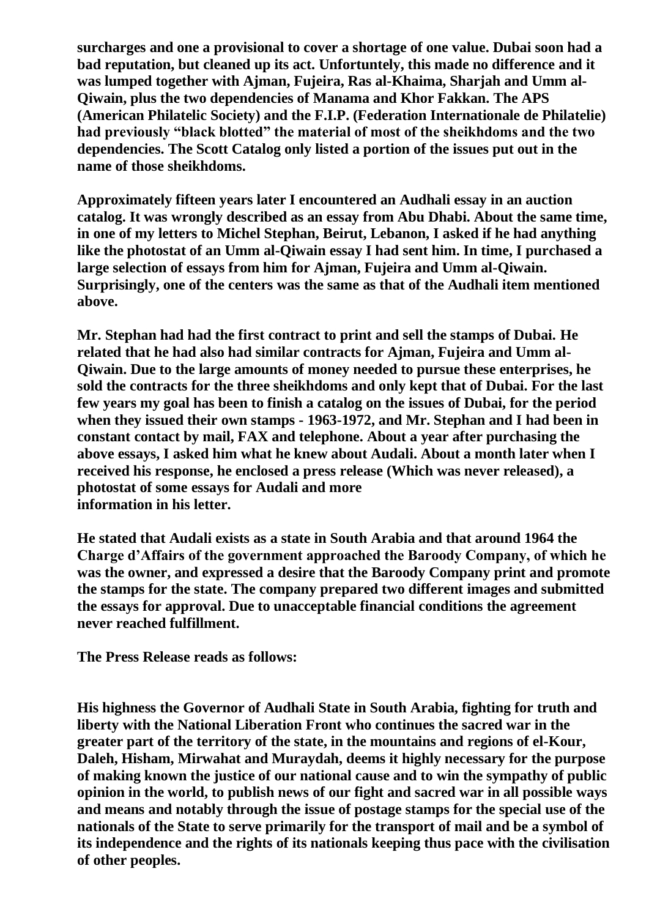**surcharges and one a provisional to cover a shortage of one value. Dubai soon had a bad reputation, but cleaned up its act. Unfortuntely, this made no difference and it was lumped together with Ajman, Fujeira, Ras al-Khaima, Sharjah and Umm al-Qiwain, plus the two dependencies of Manama and Khor Fakkan. The APS (American Philatelic Society) and the F.I.P. (Federation Internationale de Philatelie) had previously "black blotted" the material of most of the sheikhdoms and the two dependencies. The Scott Catalog only listed a portion of the issues put out in the name of those sheikhdoms.**

**Approximately fifteen years later I encountered an Audhali essay in an auction catalog. It was wrongly described as an essay from Abu Dhabi. About the same time, in one of my letters to Michel Stephan, Beirut, Lebanon, I asked if he had anything like the photostat of an Umm al-Qiwain essay I had sent him. In time, I purchased a large selection of essays from him for Ajman, Fujeira and Umm al-Qiwain. Surprisingly, one of the centers was the same as that of the Audhali item mentioned above.**

**Mr. Stephan had had the first contract to print and sell the stamps of Dubai. He related that he had also had similar contracts for Ajman, Fujeira and Umm al-Qiwain. Due to the large amounts of money needed to pursue these enterprises, he sold the contracts for the three sheikhdoms and only kept that of Dubai. For the last few years my goal has been to finish a catalog on the issues of Dubai, for the period when they issued their own stamps - 1963-1972, and Mr. Stephan and I had been in constant contact by mail, FAX and telephone. About a year after purchasing the above essays, I asked him what he knew about Audali. About a month later when I received his response, he enclosed a press release (Which was never released), a photostat of some essays for Audali and more information in his letter.**

**He stated that Audali exists as a state in South Arabia and that around 1964 the Charge d'Affairs of the government approached the Baroody Company, of which he was the owner, and expressed a desire that the Baroody Company print and promote the stamps for the state. The company prepared two different images and submitted the essays for approval. Due to unacceptable financial conditions the agreement never reached fulfillment.**

**The Press Release reads as follows:**

**His highness the Governor of Audhali State in South Arabia, fighting for truth and liberty with the National Liberation Front who continues the sacred war in the greater part of the territory of the state, in the mountains and regions of el-Kour, Daleh, Hisham, Mirwahat and Muraydah, deems it highly necessary for the purpose of making known the justice of our national cause and to win the sympathy of public opinion in the world, to publish news of our fight and sacred war in all possible ways and means and notably through the issue of postage stamps for the special use of the nationals of the State to serve primarily for the transport of mail and be a symbol of its independence and the rights of its nationals keeping thus pace with the civilisation of other peoples.**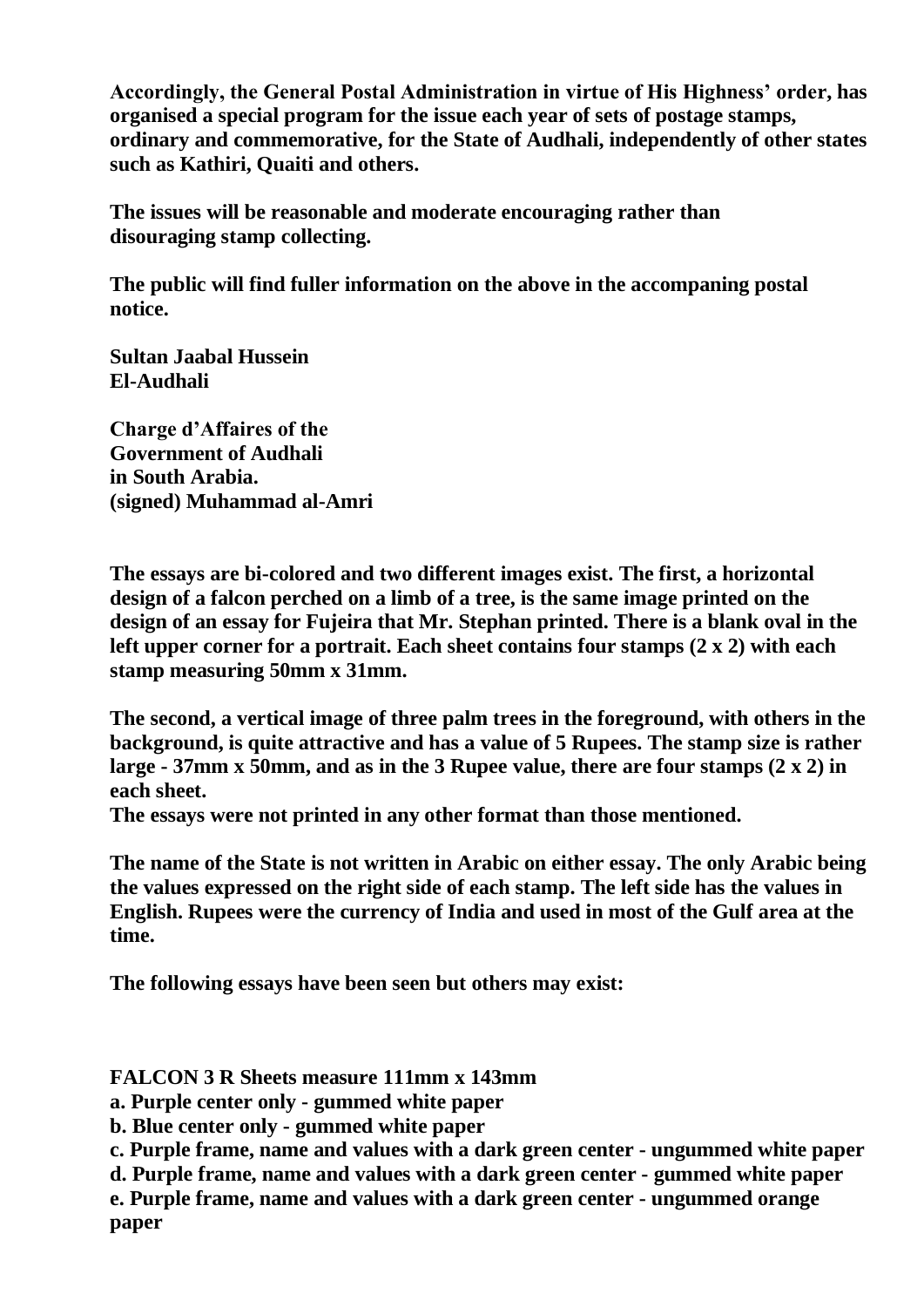**Accordingly, the General Postal Administration in virtue of His Highness' order, has organised a special program for the issue each year of sets of postage stamps, ordinary and commemorative, for the State of Audhali, independently of other states such as Kathiri, Quaiti and others.**

**The issues will be reasonable and moderate encouraging rather than disouraging stamp collecting.**

**The public will find fuller information on the above in the accompaning postal notice.**

**Sultan Jaabal Hussein**
**El-Audhali**

**Charge d'Affaires of the**
**Government of Audhali**
**in South Arabia.**
**(signed) Muhammad al-Amri**

**The essays are bi-colored and two different images exist. The first, a horizontal design of a falcon perched on a limb of a tree, is the same image printed on the design of an essay for Fujeira that Mr. Stephan printed. There is a blank oval in the left upper corner for a portrait. Each sheet contains four stamps (2 x 2) with each stamp measuring 50mm x 31mm.**

**The second, a vertical image of three palm trees in the foreground, with others in the background, is quite attractive and has a value of 5 Rupees. The stamp size is rather large - 37mm x 50mm, and as in the 3 Rupee value, there are four stamps (2 x 2) in each sheet.**
**The essays were not printed in any other format than those mentioned.**

**The name of the State is not written in Arabic on either essay. The only Arabic being the values expressed on the right side of each stamp. The left side has the values in English. Rupees were the currency of India and used in most of the Gulf area at the time.**

**The following essays have been seen but others may exist:**

**FALCON 3 R Sheets measure 111mm x 143mm**
**a. Purple center only - gummed white paper**
**b. Blue center only - gummed white paper**
**c. Purple frame, name and values with a dark green center - ungummed white paper**
**d. Purple frame, name and values with a dark green center - gummed white paper**
**e. Purple frame, name and values with a dark green center - ungummed orange paper**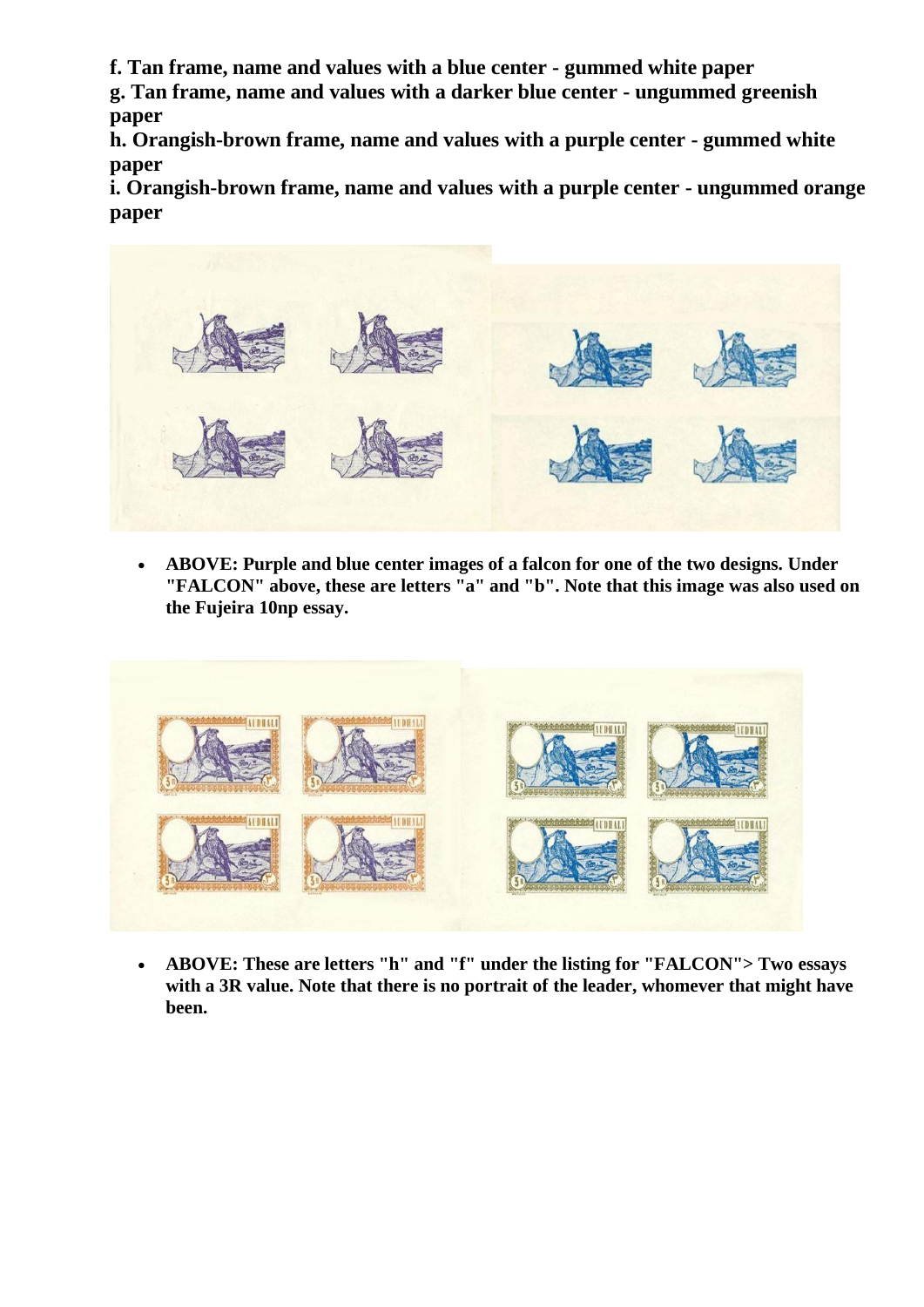**f. Tan frame, name and values with a blue center - gummed white paper**

**g. Tan frame, name and values with a darker blue center - ungummed greenish paper**

**h. Orangish-brown frame, name and values with a purple center - gummed white paper**

**i. Orangish-brown frame, name and values with a purple center - ungummed orange paper**

- **ABOVE: Purple and blue center images of a falcon for one of the two designs. Under "FALCON" above, these are letters "a" and "b". Note that this image was also used on the Fujeira 10np essay.**

- **ABOVE: These are letters "h" and "f" under the listing for "FALCON"> Two essays with a 3R value. Note that there is no portrait of the leader, whomever that might have been.**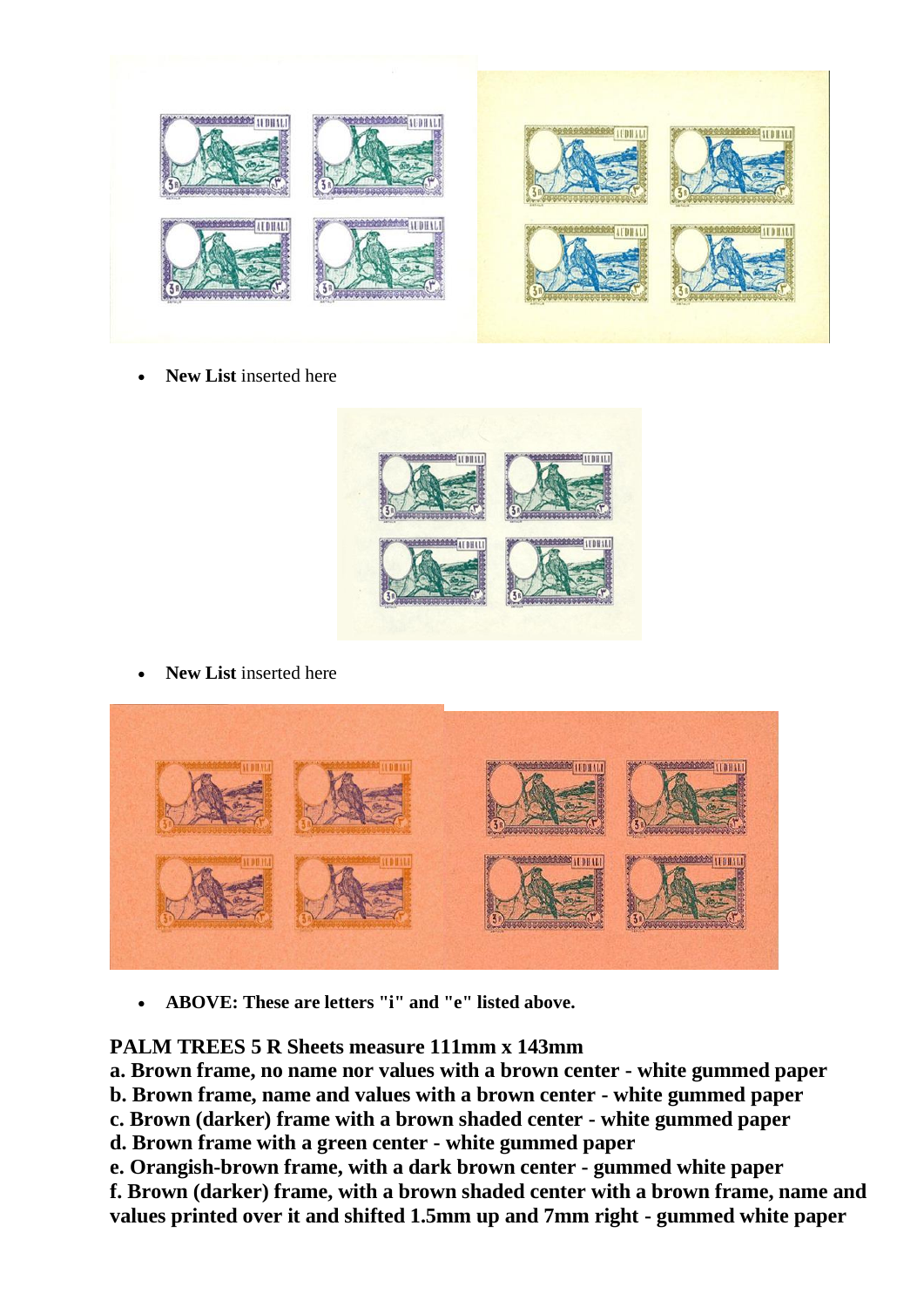- **New List** inserted here

- **New List** inserted here

- **ABOVE: These are letters "i" and "e" listed above.**

**PALM TREES 5 R Sheets measure 111mm x 143mm**

**a. Brown frame, no name nor values with a brown center - white gummed paper**
**b. Brown frame, name and values with a brown center - white gummed paper**
**c. Brown (darker) frame with a brown shaded center - white gummed paper**
**d. Brown frame with a green center - white gummed paper**
**e. Orangish-brown frame, with a dark brown center - gummed white paper**
**f. Brown (darker) frame, with a brown shaded center with a brown frame, name and values printed over it and shifted 1.5mm up and 7mm right - gummed white paper**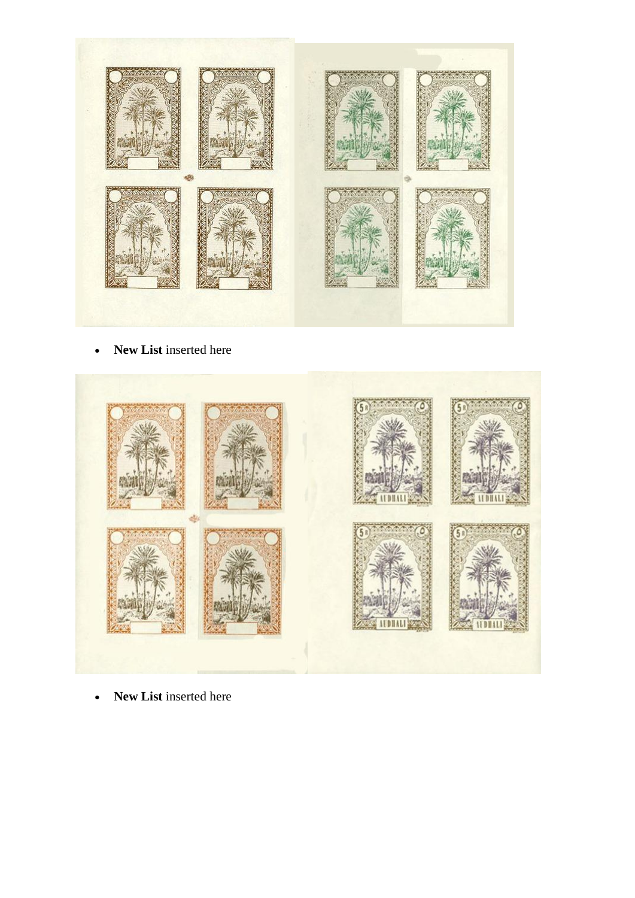- **New List** inserted here

- **New List** inserted here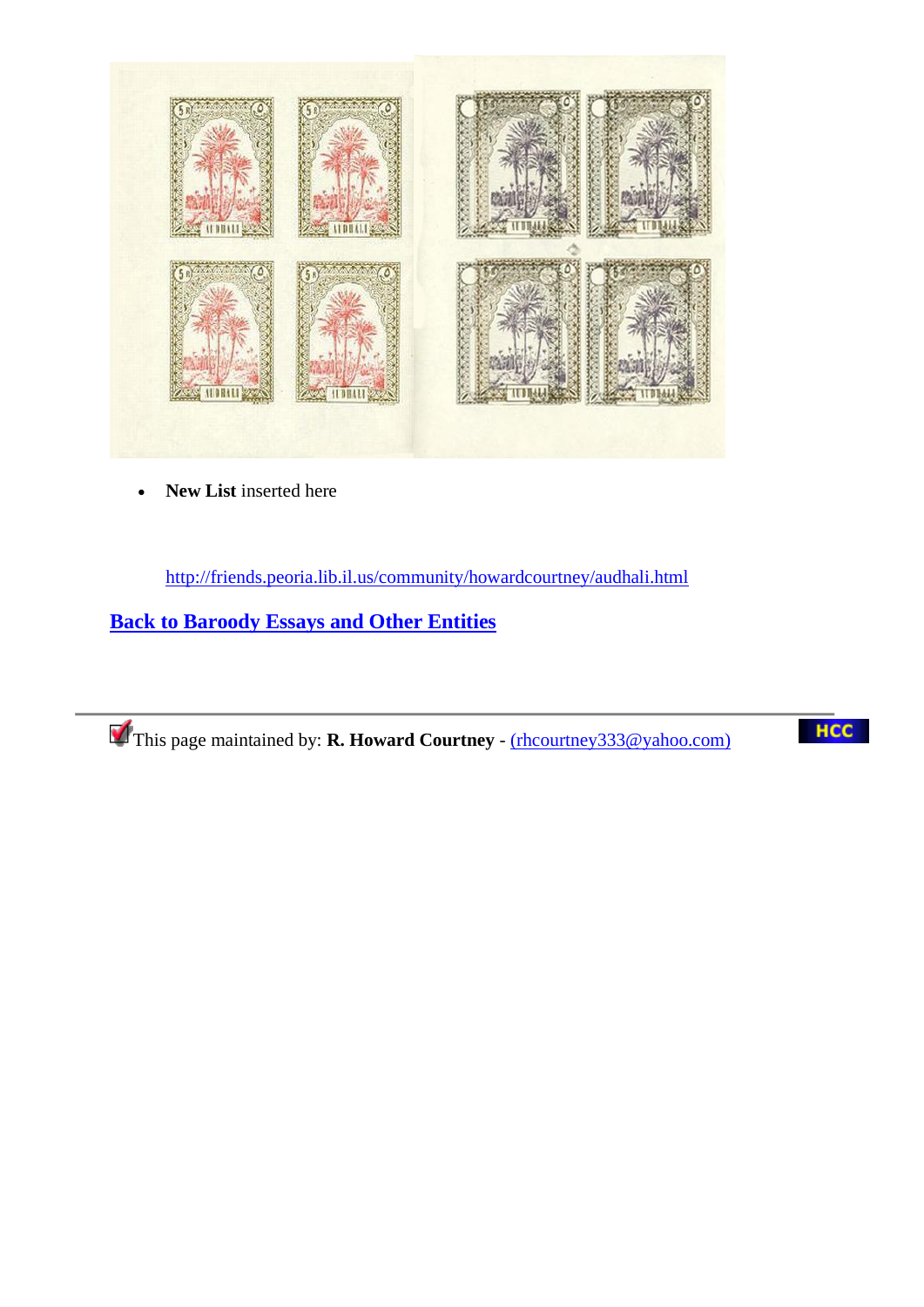- **New List** inserted here

http://friends.peoria.lib.il.us/community/howardcourtney/audhali.html

**Back to Baroody Essays and Other Entities**

---

This page maintained by: **R. Howard Courtney** - (rhcourtney333@yahoo.com)